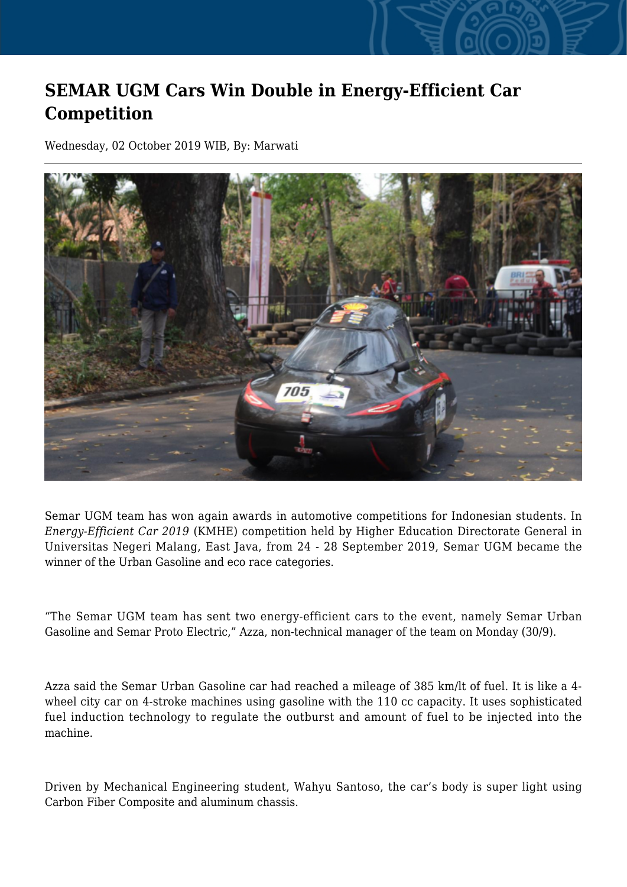# SEMAR UGM Cars Win Double in Energy-Efficient Car Competition

Wednesday, 02 October 2019 WIB, By: Marwati

Semar UGM team has won again awards in automotive competitions for Indonesian students. In *Energy-Efficient Car 2019* (KMHE) competition held by Higher Education Directorate General in Universitas Negeri Malang, East Java, from 24 - 28 September 2019, Semar UGM became the winner of the Urban Gasoline and eco race categories.

“The Semar UGM team has sent two energy-efficient cars to the event, namely Semar Urban Gasoline and Semar Proto Electric,” Azza, non-technical manager of the team on Monday (30/9).

Azza said the Semar Urban Gasoline car had reached a mileage of 385 km/lt of fuel. It is like a 4-wheel city car on 4-stroke machines using gasoline with the 110 cc capacity. It uses sophisticated fuel induction technology to regulate the outburst and amount of fuel to be injected into the machine.

Driven by Mechanical Engineering student, Wahyu Santoso, the car’s body is super light using Carbon Fiber Composite and aluminum chassis.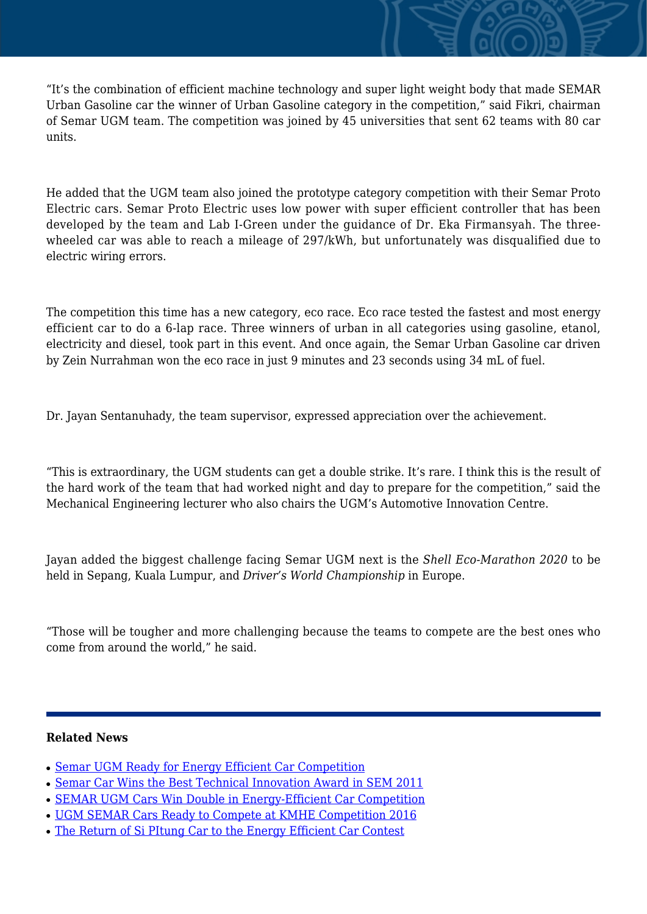"It's the combination of efficient machine technology and super light weight body that made SEMAR Urban Gasoline car the winner of Urban Gasoline category in the competition," said Fikri, chairman of Semar UGM team. The competition was joined by 45 universities that sent 62 teams with 80 car units.

He added that the UGM team also joined the prototype category competition with their Semar Proto Electric cars. Semar Proto Electric uses low power with super efficient controller that has been developed by the team and Lab I-Green under the guidance of Dr. Eka Firmansyah. The three-wheeled car was able to reach a mileage of 297/kWh, but unfortunately was disqualified due to electric wiring errors.

The competition this time has a new category, eco race. Eco race tested the fastest and most energy efficient car to do a 6-lap race. Three winners of urban in all categories using gasoline, etanol, electricity and diesel, took part in this event. And once again, the Semar Urban Gasoline car driven by Zein Nurrahman won the eco race in just 9 minutes and 23 seconds using 34 mL of fuel.

Dr. Jayan Sentanuhady, the team supervisor, expressed appreciation over the achievement.

"This is extraordinary, the UGM students can get a double strike. It's rare. I think this is the result of the hard work of the team that had worked night and day to prepare for the competition," said the Mechanical Engineering lecturer who also chairs the UGM's Automotive Innovation Centre.

Jayan added the biggest challenge facing Semar UGM next is the *Shell Eco-Marathon 2020* to be held in Sepang, Kuala Lumpur, and *Driver's World Championship* in Europe.

"Those will be tougher and more challenging because the teams to compete are the best ones who come from around the world," he said.

---

**Related News**

- Semar UGM Ready for Energy Efficient Car Competition
- Semar Car Wins the Best Technical Innovation Award in SEM 2011
- SEMAR UGM Cars Win Double in Energy-Efficient Car Competition
- UGM SEMAR Cars Ready to Compete at KMHE Competition 2016
- The Return of Si PItung Car to the Energy Efficient Car Contest